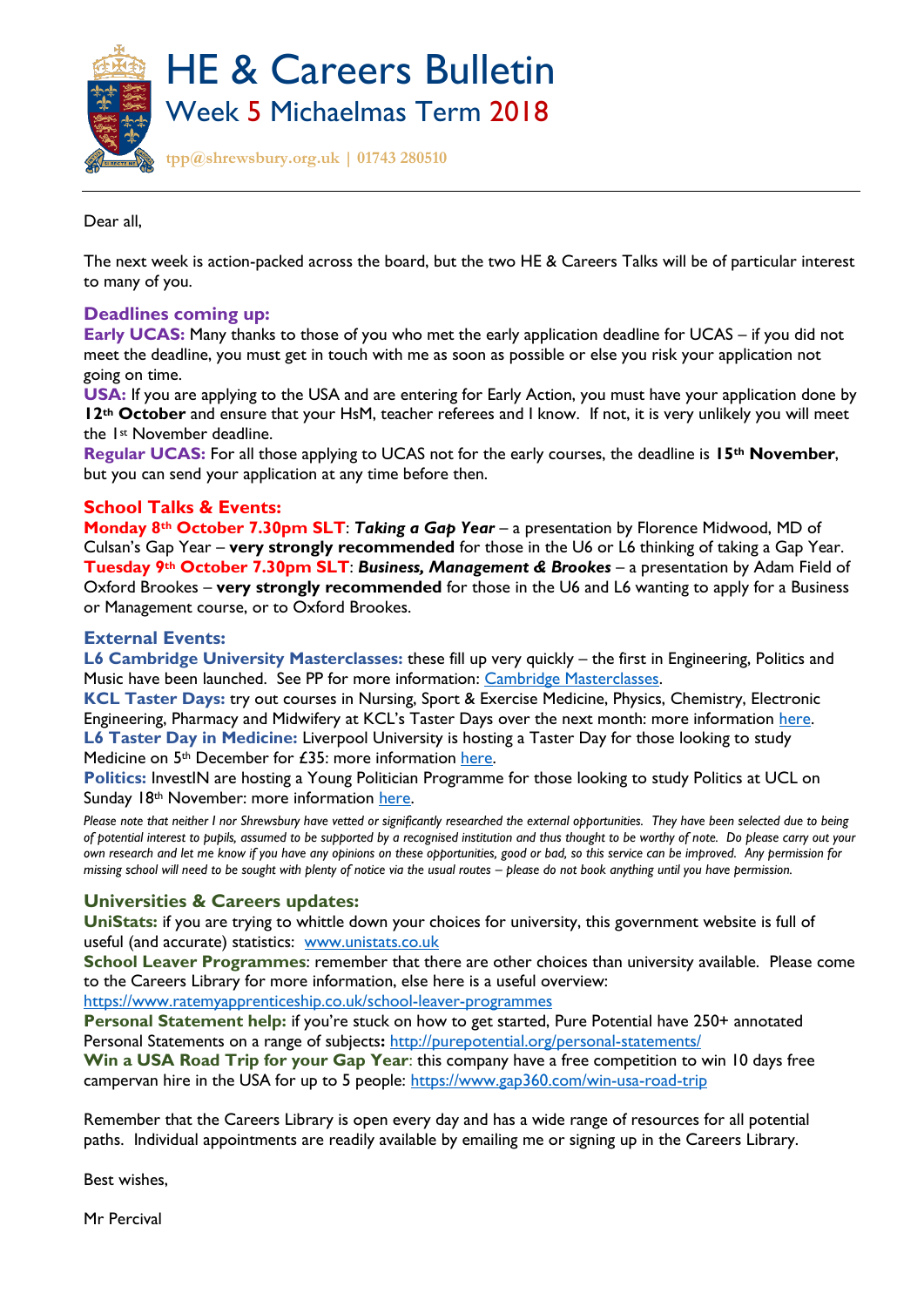# HE & Careers Bulletin

## Week 5 Michaelmas Term 2018

tpp@shrewsbury.org.uk | 01743 280510

Dear all,

The next week is action-packed across the board, but the two HE & Careers Talks will be of particular interest to many of you.

### Deadlines coming up:

**Early UCAS:** Many thanks to those of you who met the early application deadline for UCAS – if you did not meet the deadline, you must get in touch with me as soon as possible or else you risk your application not going on time.

**USA:** If you are applying to the USA and are entering for Early Action, you must have your application done by **12th October** and ensure that your HsM, teacher referees and I know. If not, it is very unlikely you will meet the 1st November deadline.

**Regular UCAS:** For all those applying to UCAS not for the early courses, the deadline is **15th November**, but you can send your application at any time before then.

### School Talks & Events:

**Monday 8th October 7.30pm SLT**: ***Taking a Gap Year*** – a presentation by Florence Midwood, MD of Culsan's Gap Year – **very strongly recommended** for those in the U6 or L6 thinking of taking a Gap Year.

**Tuesday 9th October 7.30pm SLT**: ***Business, Management & Brookes*** – a presentation by Adam Field of Oxford Brookes – **very strongly recommended** for those in the U6 and L6 wanting to apply for a Business or Management course, or to Oxford Brookes.

### External Events:

**L6 Cambridge University Masterclasses:** these fill up very quickly – the first in Engineering, Politics and Music have been launched. See PP for more information: Cambridge Masterclasses.

**KCL Taster Days:** try out courses in Nursing, Sport & Exercise Medicine, Physics, Chemistry, Electronic Engineering, Pharmacy and Midwifery at KCL's Taster Days over the next month: more information here.

**L6 Taster Day in Medicine:** Liverpool University is hosting a Taster Day for those looking to study Medicine on 5th December for £35: more information here.

**Politics:** InvestIN are hosting a Young Politician Programme for those looking to study Politics at UCL on Sunday 18th November: more information here.

*Please note that neither I nor Shrewsbury have vetted or significantly researched the external opportunities. They have been selected due to being of potential interest to pupils, assumed to be supported by a recognised institution and thus thought to be worthy of note. Do please carry out your own research and let me know if you have any opinions on these opportunities, good or bad, so this service can be improved. Any permission for missing school will need to be sought with plenty of notice via the usual routes – please do not book anything until you have permission.*

### Universities & Careers updates:

**UniStats:** if you are trying to whittle down your choices for university, this government website is full of useful (and accurate) statistics: www.unistats.co.uk

**School Leaver Programmes**: remember that there are other choices than university available. Please come to the Careers Library for more information, else here is a useful overview: https://www.ratemyapprenticeship.co.uk/school-leaver-programmes

**Personal Statement help:** if you're stuck on how to get started, Pure Potential have 250+ annotated Personal Statements on a range of subjects**:** http://purepotential.org/personal-statements/

**Win a USA Road Trip for your Gap Year**: this company have a free competition to win 10 days free campervan hire in the USA for up to 5 people: https://www.gap360.com/win-usa-road-trip

Remember that the Careers Library is open every day and has a wide range of resources for all potential paths. Individual appointments are readily available by emailing me or signing up in the Careers Library.

Best wishes,

Mr Percival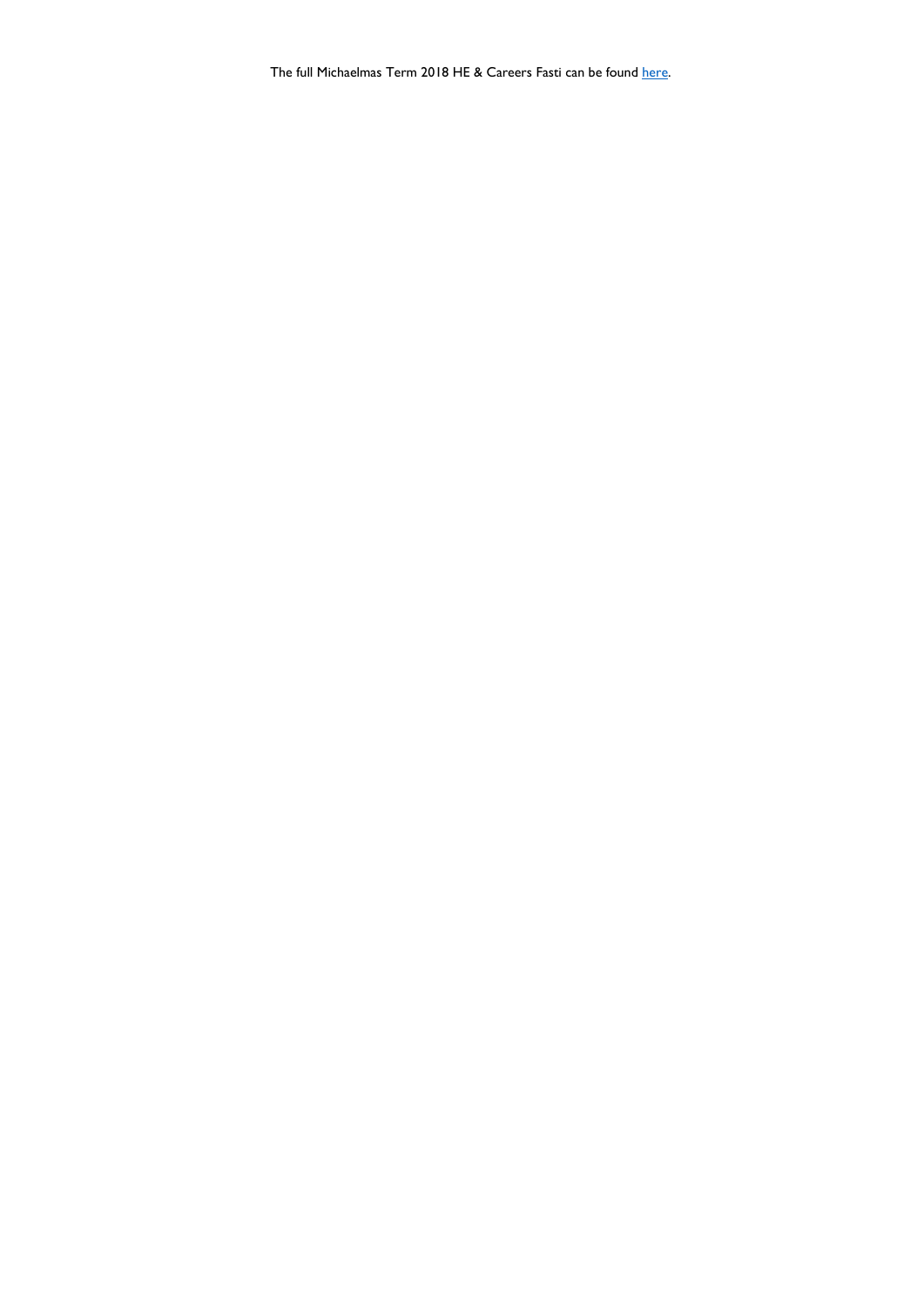The full Michaelmas Term 2018 HE & Careers Fasti can be found [here](#).